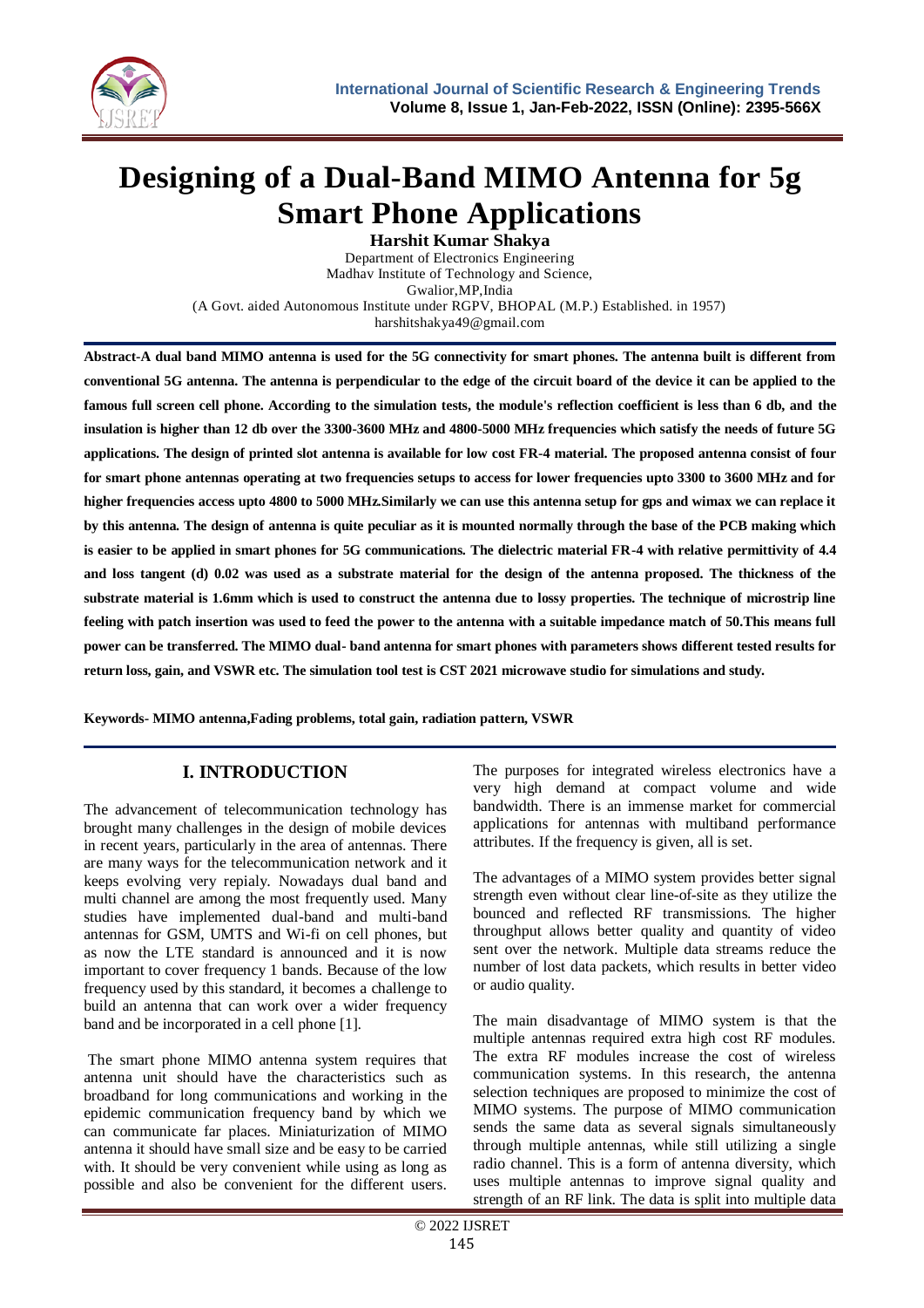# Designing of a Dual-Band MIMO Antenna for 5g Smart Phone Applications

**Harshit Kumar Shakya**

Department of Electronics Engineering
Madhav Institute of Technology and Science,
Gwalior,MP,India
(A Govt. aided Autonomous Institute under RGPV, BHOPAL (M.P.) Established. in 1957)
harshitshakya49@gmail.com

**Abstract-A dual band MIMO antenna is used for the 5G connectivity for smart phones. The antenna built is different from conventional 5G antenna. The antenna is perpendicular to the edge of the circuit board of the device it can be applied to the famous full screen cell phone. According to the simulation tests, the module's reflection coefficient is less than 6 db, and the insulation is higher than 12 db over the 3300-3600 MHz and 4800-5000 MHz frequencies which satisfy the needs of future 5G applications. The design of printed slot antenna is available for low cost FR-4 material. The proposed antenna consist of four for smart phone antennas operating at two frequencies setups to access for lower frequencies upto 3300 to 3600 MHz and for higher frequencies access upto 4800 to 5000 MHz.Similarly we can use this antenna setup for gps and wimax we can replace it by this antenna. The design of antenna is quite peculiar as it is mounted normally through the base of the PCB making which is easier to be applied in smart phones for 5G communications. The dielectric material FR-4 with relative permittivity of 4.4 and loss tangent (d) 0.02 was used as a substrate material for the design of the antenna proposed. The thickness of the substrate material is 1.6mm which is used to construct the antenna due to lossy properties. The technique of microstrip line feeling with patch insertion was used to feed the power to the antenna with a suitable impedance match of 50.This means full power can be transferred. The MIMO dual- band antenna for smart phones with parameters shows different tested results for return loss, gain, and VSWR etc. The simulation tool test is CST 2021 microwave studio for simulations and study.**

**Keywords- MIMO antenna,Fading problems, total gain, radiation pattern, VSWR**

## I. INTRODUCTION

The advancement of telecommunication technology has brought many challenges in the design of mobile devices in recent years, particularly in the area of antennas. There are many ways for the telecommunication network and it keeps evolving very repialy. Nowadays dual band and multi channel are among the most frequently used. Many studies have implemented dual-band and multi-band antennas for GSM, UMTS and Wi-fi on cell phones, but as now the LTE standard is announced and it is now important to cover frequency 1 bands. Because of the low frequency used by this standard, it becomes a challenge to build an antenna that can work over a wider frequency band and be incorporated in a cell phone [1].

The smart phone MIMO antenna system requires that antenna unit should have the characteristics such as broadband for long communications and working in the epidemic communication frequency band by which we can communicate far places. Miniaturization of MIMO antenna it should have small size and be easy to be carried with. It should be very convenient while using as long as possible and also be convenient for the different users. The purposes for integrated wireless electronics have a very high demand at compact volume and wide bandwidth. There is an immense market for commercial applications for antennas with multiband performance attributes. If the frequency is given, all is set.

The advantages of a MIMO system provides better signal strength even without clear line-of-site as they utilize the bounced and reflected RF transmissions. The higher throughput allows better quality and quantity of video sent over the network. Multiple data streams reduce the number of lost data packets, which results in better video or audio quality.

The main disadvantage of MIMO system is that the multiple antennas required extra high cost RF modules. The extra RF modules increase the cost of wireless communication systems. In this research, the antenna selection techniques are proposed to minimize the cost of MIMO systems. The purpose of MIMO communication sends the same data as several signals simultaneously through multiple antennas, while still utilizing a single radio channel. This is a form of antenna diversity, which uses multiple antennas to improve signal quality and strength of an RF link. The data is split into multiple data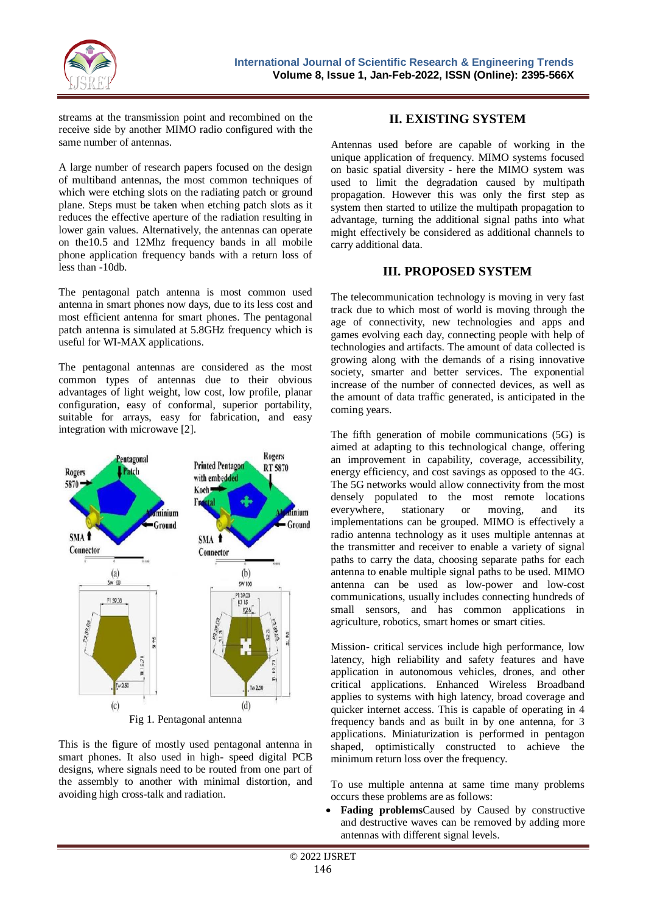streams at the transmission point and recombined on the receive side by another MIMO radio configured with the same number of antennas.

A large number of research papers focused on the design of multiband antennas, the most common techniques of which were etching slots on the radiating patch or ground plane. Steps must be taken when etching patch slots as it reduces the effective aperture of the radiation resulting in lower gain values. Alternatively, the antennas can operate on the10.5 and 12Mhz frequency bands in all mobile phone application frequency bands with a return loss of less than -10db.

The pentagonal patch antenna is most common used antenna in smart phones now days, due to its less cost and most efficient antenna for smart phones. The pentagonal patch antenna is simulated at 5.8GHz frequency which is useful for WI-MAX applications.

The pentagonal antennas are considered as the most common types of antennas due to their obvious advantages of light weight, low cost, low profile, planar configuration, easy of conformal, superior portability, suitable for arrays, easy for fabrication, and easy integration with microwave [2].

Fig 1. Pentagonal antenna

This is the figure of mostly used pentagonal antenna in smart phones. It also used in high- speed digital PCB designs, where signals need to be routed from one part of the assembly to another with minimal distortion, and avoiding high cross-talk and radiation.

## II. EXISTING SYSTEM

Antennas used before are capable of working in the unique application of frequency. MIMO systems focused on basic spatial diversity - here the MIMO system was used to limit the degradation caused by multipath propagation. However this was only the first step as system then started to utilize the multipath propagation to advantage, turning the additional signal paths into what might effectively be considered as additional channels to carry additional data.

## III. PROPOSED SYSTEM

The telecommunication technology is moving in very fast track due to which most of world is moving through the age of connectivity, new technologies and apps and games evolving each day, connecting people with help of technologies and artifacts. The amount of data collected is growing along with the demands of a rising innovative society, smarter and better services. The exponential increase of the number of connected devices, as well as the amount of data traffic generated, is anticipated in the coming years.

The fifth generation of mobile communications (5G) is aimed at adapting to this technological change, offering an improvement in capability, coverage, accessibility, energy efficiency, and cost savings as opposed to the 4G. The 5G networks would allow connectivity from the most densely populated to the most remote locations everywhere, stationary or moving, and its implementations can be grouped. MIMO is effectively a radio antenna technology as it uses multiple antennas at the transmitter and receiver to enable a variety of signal paths to carry the data, choosing separate paths for each antenna to enable multiple signal paths to be used. MIMO antenna can be used as low-power and low-cost communications, usually includes connecting hundreds of small sensors, and has common applications in agriculture, robotics, smart homes or smart cities.

Mission- critical services include high performance, low latency, high reliability and safety features and have application in autonomous vehicles, drones, and other critical applications. Enhanced Wireless Broadband applies to systems with high latency, broad coverage and quicker internet access. This is capable of operating in 4 frequency bands and as built in by one antenna, for 3 applications. Miniaturization is performed in pentagon shaped, optimistically constructed to achieve the minimum return loss over the frequency.

To use multiple antenna at same time many problems occurs these problems are as follows:

- **Fading problems**Caused by Caused by constructive and destructive waves can be removed by adding more antennas with different signal levels.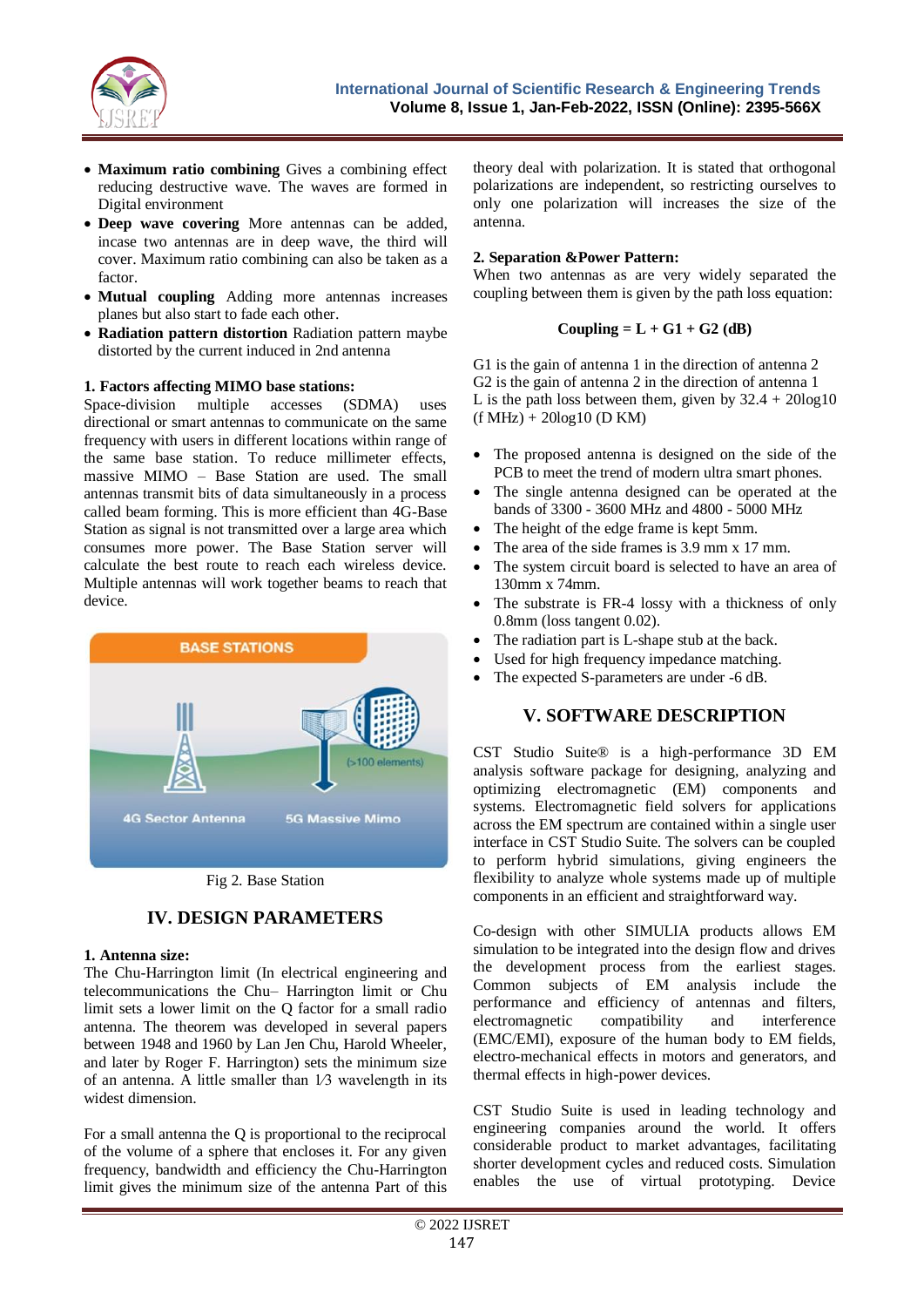- **Maximum ratio combining** Gives a combining effect reducing destructive wave. The waves are formed in Digital environment
- **Deep wave covering** More antennas can be added, incase two antennas are in deep wave, the third will cover. Maximum ratio combining can also be taken as a factor.
- **Mutual coupling** Adding more antennas increases planes but also start to fade each other.
- **Radiation pattern distortion** Radiation pattern maybe distorted by the current induced in 2nd antenna

**1. Factors affecting MIMO base stations:**

Space-division multiple accesses (SDMA) uses directional or smart antennas to communicate on the same frequency with users in different locations within range of the same base station. To reduce millimeter effects, massive MIMO – Base Station are used. The small antennas transmit bits of data simultaneously in a process called beam forming. This is more efficient than 4G-Base Station as signal is not transmitted over a large area which consumes more power. The Base Station server will calculate the best route to reach each wireless device. Multiple antennas will work together beams to reach that device.

Fig 2. Base Station

## IV. DESIGN PARAMETERS

**1. Antenna size:**

The Chu-Harrington limit (In electrical engineering and telecommunications the Chu– Harrington limit or Chu limit sets a lower limit on the Q factor for a small radio antenna. The theorem was developed in several papers between 1948 and 1960 by Lan Jen Chu, Harold Wheeler, and later by Roger F. Harrington) sets the minimum size of an antenna. A little smaller than 1⁄3 wavelength in its widest dimension.

For a small antenna the Q is proportional to the reciprocal of the volume of a sphere that encloses it. For any given frequency, bandwidth and efficiency the Chu-Harrington limit gives the minimum size of the antenna Part of this theory deal with polarization. It is stated that orthogonal polarizations are independent, so restricting ourselves to only one polarization will increases the size of the antenna.

**2. Separation &Power Pattern:**

When two antennas as are very widely separated the coupling between them is given by the path loss equation:

**Coupling = L + G1 + G2 (dB)**

G1 is the gain of antenna 1 in the direction of antenna 2
G2 is the gain of antenna 2 in the direction of antenna 1
L is the path loss between them, given by 32.4 + 20log10 (f MHz) + 20log10 (D KM)

- The proposed antenna is designed on the side of the PCB to meet the trend of modern ultra smart phones.
- The single antenna designed can be operated at the bands of 3300 - 3600 MHz and 4800 - 5000 MHz
- The height of the edge frame is kept 5mm.
- The area of the side frames is 3.9 mm x 17 mm.
- The system circuit board is selected to have an area of 130mm x 74mm.
- The substrate is FR-4 lossy with a thickness of only 0.8mm (loss tangent 0.02).
- The radiation part is L-shape stub at the back.
- Used for high frequency impedance matching.
- The expected S-parameters are under -6 dB.

## V. SOFTWARE DESCRIPTION

CST Studio Suite® is a high-performance 3D EM analysis software package for designing, analyzing and optimizing electromagnetic (EM) components and systems. Electromagnetic field solvers for applications across the EM spectrum are contained within a single user interface in CST Studio Suite. The solvers can be coupled to perform hybrid simulations, giving engineers the flexibility to analyze whole systems made up of multiple components in an efficient and straightforward way.

Co-design with other SIMULIA products allows EM simulation to be integrated into the design flow and drives the development process from the earliest stages. Common subjects of EM analysis include the performance and efficiency of antennas and filters, electromagnetic compatibility and interference (EMC/EMI), exposure of the human body to EM fields, electro-mechanical effects in motors and generators, and thermal effects in high-power devices.

CST Studio Suite is used in leading technology and engineering companies around the world. It offers considerable product to market advantages, facilitating shorter development cycles and reduced costs. Simulation enables the use of virtual prototyping. Device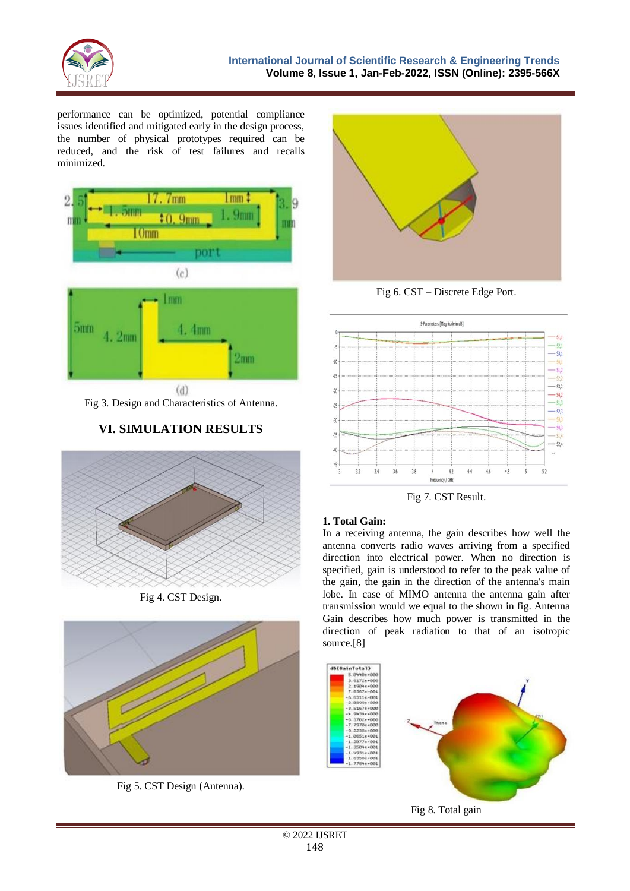performance can be optimized, potential compliance issues identified and mitigated early in the design process, the number of physical prototypes required can be reduced, and the risk of test failures and recalls minimized.

Fig 3. Design and Characteristics of Antenna.

## VI. SIMULATION RESULTS

Fig 4. CST Design.

Fig 5. CST Design (Antenna).

Fig 6. CST – Discrete Edge Port.

Fig 7. CST Result.

### 1. Total Gain:

In a receiving antenna, the gain describes how well the antenna converts radio waves arriving from a specified direction into electrical power. When no direction is specified, gain is understood to refer to the peak value of the gain, the gain in the direction of the antenna's main lobe. In case of MIMO antenna the antenna gain after transmission would we equal to the shown in fig. Antenna Gain describes how much power is transmitted in the direction of peak radiation to that of an isotropic source.[8]

Fig 8. Total gain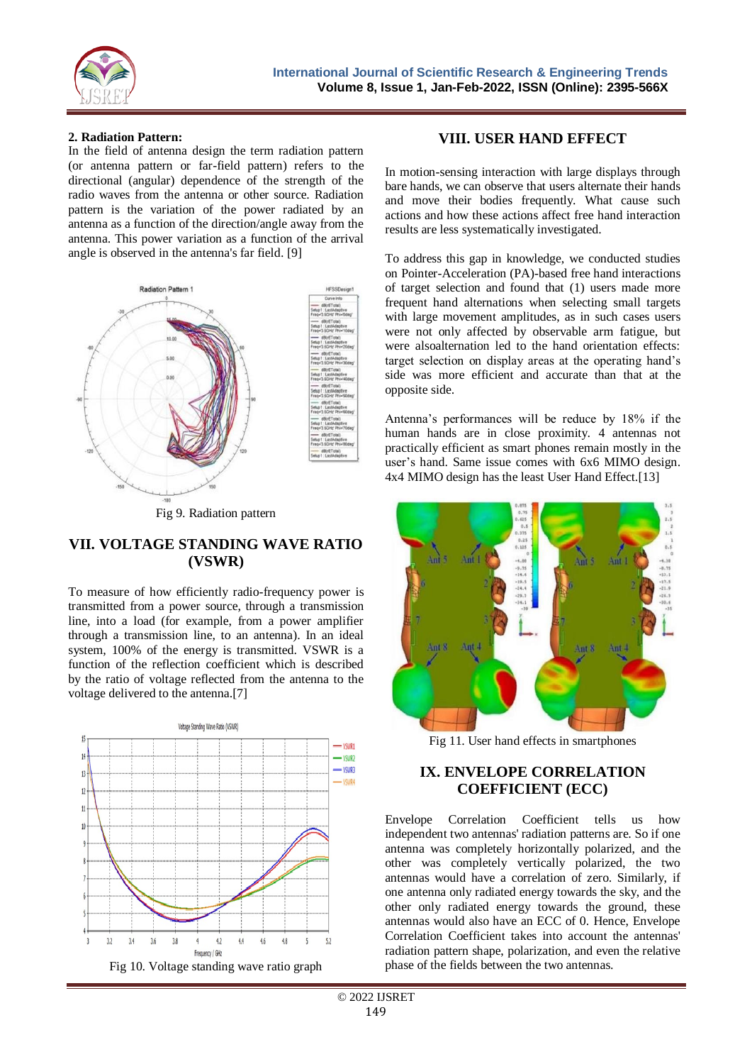**2. Radiation Pattern:**
In the field of antenna design the term radiation pattern (or antenna pattern or far-field pattern) refers to the directional (angular) dependence of the strength of the radio waves from the antenna or other source. Radiation pattern is the variation of the power radiated by an antenna as a function of the direction/angle away from the antenna. This power variation as a function of the arrival angle is observed in the antenna's far field. [9]

Fig 9. Radiation pattern

## VII. VOLTAGE STANDING WAVE RATIO (VSWR)

To measure of how efficiently radio-frequency power is transmitted from a power source, through a transmission line, into a load (for example, from a power amplifier through a transmission line, to an antenna). In an ideal system, 100% of the energy is transmitted. VSWR is a function of the reflection coefficient which is described by the ratio of voltage reflected from the antenna to the voltage delivered to the antenna.[7]

Fig 10. Voltage standing wave ratio graph

## VIII. USER HAND EFFECT

In motion-sensing interaction with large displays through bare hands, we can observe that users alternate their hands and move their bodies frequently. What cause such actions and how these actions affect free hand interaction results are less systematically investigated.

To address this gap in knowledge, we conducted studies on Pointer-Acceleration (PA)-based free hand interactions of target selection and found that (1) users made more frequent hand alternations when selecting small targets with large movement amplitudes, as in such cases users were not only affected by observable arm fatigue, but were alsoalternation led to the hand orientation effects: target selection on display areas at the operating hand's side was more efficient and accurate than that at the opposite side.

Antenna's performances will be reduce by 18% if the human hands are in close proximity. 4 antennas not practically efficient as smart phones remain mostly in the user's hand. Same issue comes with 6x6 MIMO design. 4x4 MIMO design has the least User Hand Effect.[13]

Fig 11. User hand effects in smartphones

## IX. ENVELOPE CORRELATION COEFFICIENT (ECC)

Envelope Correlation Coefficient tells us how independent two antennas' radiation patterns are. So if one antenna was completely horizontally polarized, and the other was completely vertically polarized, the two antennas would have a correlation of zero. Similarly, if one antenna only radiated energy towards the sky, and the other only radiated energy towards the ground, these antennas would also have an ECC of 0. Hence, Envelope Correlation Coefficient takes into account the antennas' radiation pattern shape, polarization, and even the relative phase of the fields between the two antennas.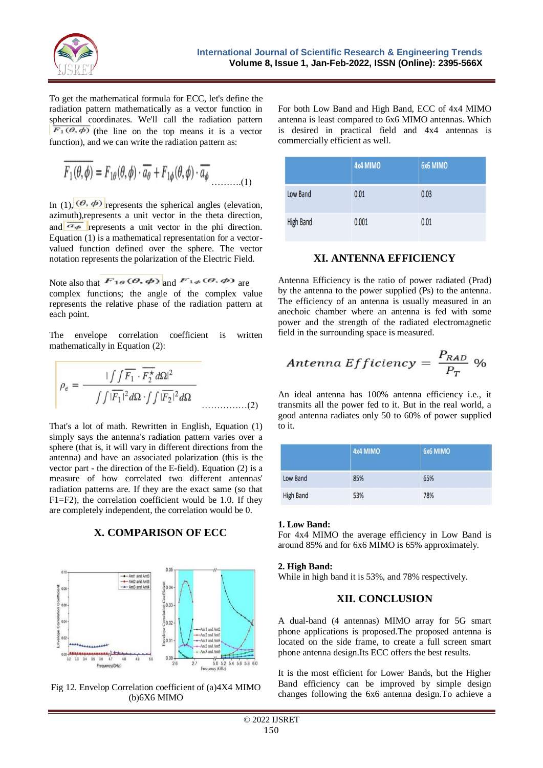To get the mathematical formula for ECC, let's define the radiation pattern mathematically as a vector function in spherical coordinates. We'll call the radiation pattern $\overline{F_1(\theta,\phi)}$ (the line on the top means it is a vector function), and we can write the radiation pattern as:

$$\overline{F_1(\theta,\phi)} = F_{1\theta}(\theta,\phi)\cdot\overline{a_\theta} + F_{1\phi}(\theta,\phi)\cdot\overline{a_\phi} \quad \text{……….(1)}$$

In (1), $(\theta,\phi)$ represents the spherical angles (elevation, azimuth),represents a unit vector in the theta direction, and $\overline{a_\phi}$ represents a unit vector in the phi direction. Equation (1) is a mathematical representation for a vector-valued function defined over the sphere. The vector notation represents the polarization of the Electric Field.

Note also that $F_{1\theta}(\theta,\phi)$ and $F_{1\phi}(\theta,\phi)$ are complex functions; the angle of the complex value represents the relative phase of the radiation pattern at each point.

The envelope correlation coefficient is written mathematically in Equation (2):

$$\rho_e = \frac{\left|\iint \overline{F_1}\cdot\overline{F_2^*}\,d\Omega\right|^2}{\iint |\overline{F_1}|^2 d\Omega \cdot \iint |\overline{F_2}|^2 d\Omega} \quad \text{……………(2)}$$

That's a lot of math. Rewritten in English, Equation (1) simply says the antenna's radiation pattern varies over a sphere (that is, it will vary in different directions from the antenna) and have an associated polarization (this is the vector part - the direction of the E-field). Equation (2) is a measure of how correlated two different antennas' radiation patterns are. If they are the exact same (so that F1=F2), the correlation coefficient would be 1.0. If they are completely independent, the correlation would be 0.

## X. COMPARISON OF ECC

Fig 12. Envelop Correlation coefficient of (a)4X4 MIMO (b)6X6 MIMO

For both Low Band and High Band, ECC of 4x4 MIMO antenna is least compared to 6x6 MIMO antennas. Which is desired in practical field and 4x4 antennas is commercially efficient as well.

| | 4x4 MIMO | 6x6 MIMO |
|---|---|---|
| Low Band | 0.01 | 0.03 |
| High Band | 0.001 | 0.01 |

## XI. ANTENNA EFFICIENCY

Antenna Efficiency is the ratio of power radiated (Prad) by the antenna to the power supplied (Ps) to the antenna. The efficiency of an antenna is usually measured in an anechoic chamber where an antenna is fed with some power and the strength of the radiated electromagnetic field in the surrounding space is measured.

$$Antenna\ Efficiency = \frac{P_{RAD}}{P_T}\ \%$$

An ideal antenna has 100% antenna efficiency i.e., it transmits all the power fed to it. But in the real world, a good antenna radiates only 50 to 60% of power supplied to it.

| | 4x4 MIMO | 6x6 MIMO |
|---|---|---|
| Low Band | 85% | 65% |
| High Band | 53% | 78% |

**1. Low Band:**
For 4x4 MIMO the average efficiency in Low Band is around 85% and for 6x6 MIMO is 65% approximately.

**2. High Band:**
While in high band it is 53%, and 78% respectively.

## XII. CONCLUSION

A dual-band (4 antennas) MIMO array for 5G smart phone applications is proposed.The proposed antenna is located on the side frame, to create a full screen smart phone antenna design.Its ECC offers the best results.

It is the most efficient for Lower Bands, but the Higher Band efficiency can be improved by simple design changes following the 6x6 antenna design.To achieve a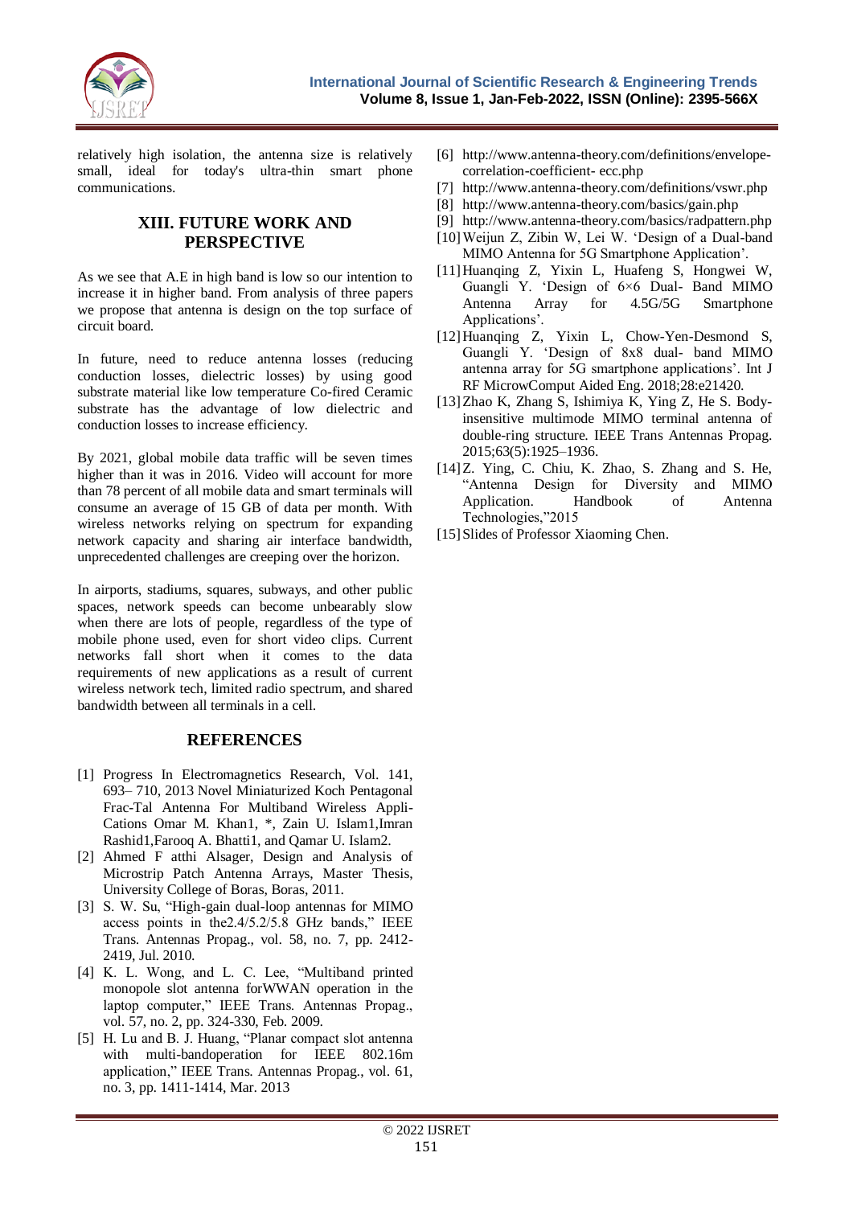relatively high isolation, the antenna size is relatively small, ideal for today's ultra-thin smart phone communications.

## XIII. FUTURE WORK AND PERSPECTIVE

As we see that A.E in high band is low so our intention to increase it in higher band. From analysis of three papers we propose that antenna is design on the top surface of circuit board.

In future, need to reduce antenna losses (reducing conduction losses, dielectric losses) by using good substrate material like low temperature Co-fired Ceramic substrate has the advantage of low dielectric and conduction losses to increase efficiency.

By 2021, global mobile data traffic will be seven times higher than it was in 2016. Video will account for more than 78 percent of all mobile data and smart terminals will consume an average of 15 GB of data per month. With wireless networks relying on spectrum for expanding network capacity and sharing air interface bandwidth, unprecedented challenges are creeping over the horizon.

In airports, stadiums, squares, subways, and other public spaces, network speeds can become unbearably slow when there are lots of people, regardless of the type of mobile phone used, even for short video clips. Current networks fall short when it comes to the data requirements of new applications as a result of current wireless network tech, limited radio spectrum, and shared bandwidth between all terminals in a cell.

## REFERENCES

[1] Progress In Electromagnetics Research, Vol. 141, 693– 710, 2013 Novel Miniaturized Koch Pentagonal Frac-Tal Antenna For Multiband Wireless Appli-Cations Omar M. Khan1, *, Zain U. Islam1,Imran Rashid1,Farooq A. Bhatti1, and Qamar U. Islam2.

[2] Ahmed F atthi Alsager, Design and Analysis of Microstrip Patch Antenna Arrays, Master Thesis, University College of Boras, Boras, 2011.

[3] S. W. Su, "High-gain dual-loop antennas for MIMO access points in the2.4/5.2/5.8 GHz bands," IEEE Trans. Antennas Propag., vol. 58, no. 7, pp. 2412-2419, Jul. 2010.

[4] K. L. Wong, and L. C. Lee, "Multiband printed monopole slot antenna forWWAN operation in the laptop computer," IEEE Trans. Antennas Propag., vol. 57, no. 2, pp. 324-330, Feb. 2009.

[5] H. Lu and B. J. Huang, "Planar compact slot antenna with multi-bandoperation for IEEE 802.16m application," IEEE Trans. Antennas Propag., vol. 61, no. 3, pp. 1411-1414, Mar. 2013

[6] http://www.antenna-theory.com/definitions/envelope-correlation-coefficient- ecc.php

[7] http://www.antenna-theory.com/definitions/vswr.php

[8] http://www.antenna-theory.com/basics/gain.php

[9] http://www.antenna-theory.com/basics/radpattern.php

[10] Weijun Z, Zibin W, Lei W. 'Design of a Dual-band MIMO Antenna for 5G Smartphone Application'.

[11] Huanqing Z, Yixin L, Huafeng S, Hongwei W, Guangli Y. 'Design of 6×6 Dual- Band MIMO Antenna Array for 4.5G/5G Smartphone Applications'.

[12] Huanqing Z, Yixin L, Chow-Yen-Desmond S, Guangli Y. 'Design of 8x8 dual- band MIMO antenna array for 5G smartphone applications'. Int J RF MicrowComput Aided Eng. 2018;28:e21420.

[13] Zhao K, Zhang S, Ishimiya K, Ying Z, He S. Body-insensitive multimode MIMO terminal antenna of double-ring structure. IEEE Trans Antennas Propag. 2015;63(5):1925–1936.

[14] Z. Ying, C. Chiu, K. Zhao, S. Zhang and S. He, "Antenna Design for Diversity and MIMO Application. Handbook of Antenna Technologies,"2015

[15] Slides of Professor Xiaoming Chen.